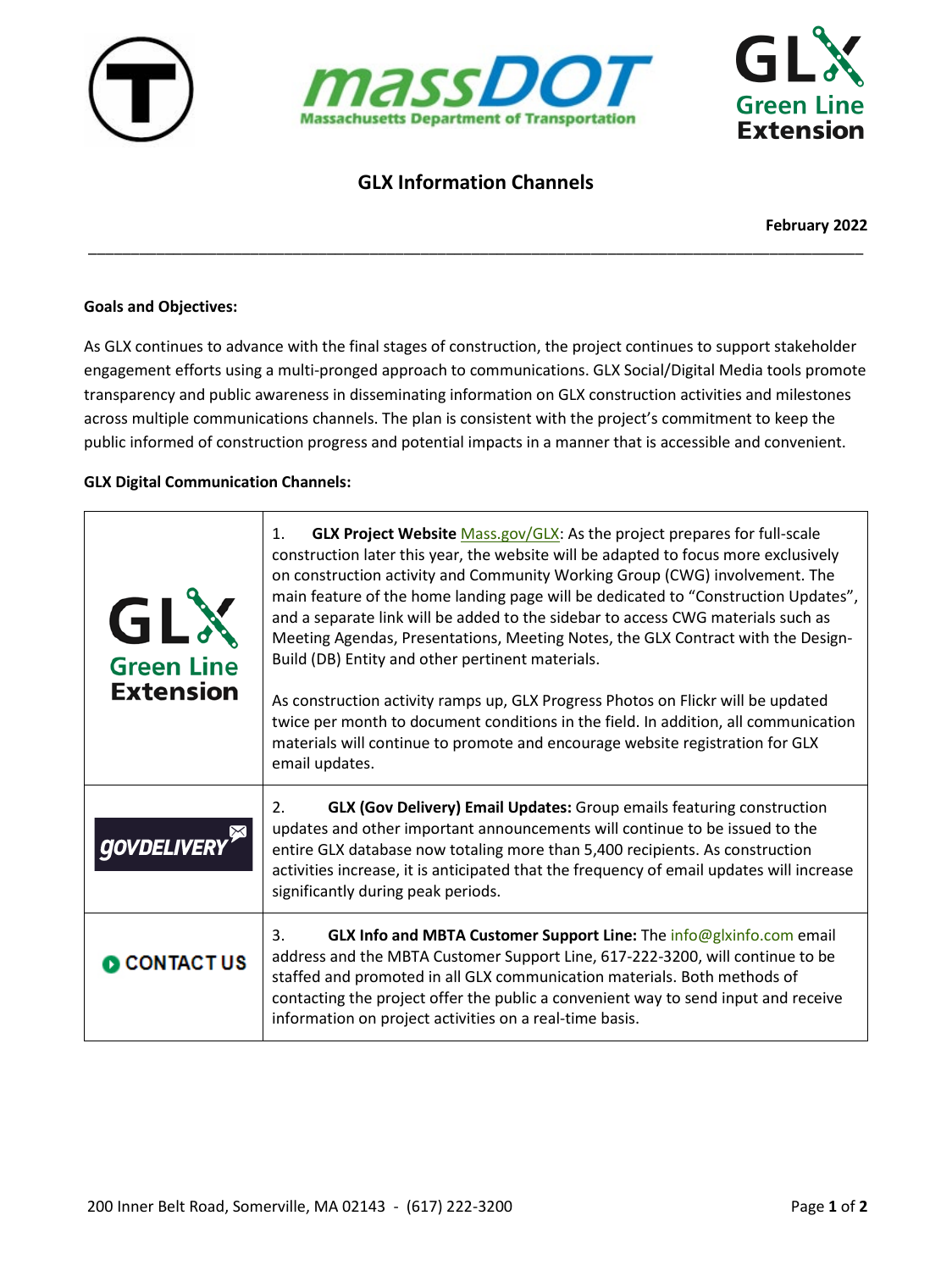# GLX Information Channels

**February 2022**

---

**Goals and Objectives:**

As GLX continues to advance with the final stages of construction, the project continues to support stakeholder engagement efforts using a multi-pronged approach to communications. GLX Social/Digital Media tools promote transparency and public awareness in disseminating information on GLX construction activities and milestones across multiple communications channels. The plan is consistent with the project's commitment to keep the public informed of construction progress and potential impacts in a manner that is accessible and convenient.

**GLX Digital Communication Channels:**

| | |
|---|---|
| GLX Green Line Extension | 1. **GLX Project Website** Mass.gov/GLX: As the project prepares for full-scale construction later this year, the website will be adapted to focus more exclusively on construction activity and Community Working Group (CWG) involvement. The main feature of the home landing page will be dedicated to "Construction Updates", and a separate link will be added to the sidebar to access CWG materials such as Meeting Agendas, Presentations, Meeting Notes, the GLX Contract with the Design-Build (DB) Entity and other pertinent materials.<br><br>As construction activity ramps up, GLX Progress Photos on Flickr will be updated twice per month to document conditions in the field. In addition, all communication materials will continue to promote and encourage website registration for GLX email updates. |
| govDELIVERY | 2. **GLX (Gov Delivery) Email Updates:** Group emails featuring construction updates and other important announcements will continue to be issued to the entire GLX database now totaling more than 5,400 recipients. As construction activities increase, it is anticipated that the frequency of email updates will increase significantly during peak periods. |
| CONTACT US | 3. **GLX Info and MBTA Customer Support Line:** The info@glxinfo.com email address and the MBTA Customer Support Line, 617-222-3200, will continue to be staffed and promoted in all GLX communication materials. Both methods of contacting the project offer the public a convenient way to send input and receive information on project activities on a real-time basis. |

200 Inner Belt Road, Somerville, MA 02143 - (617) 222-3200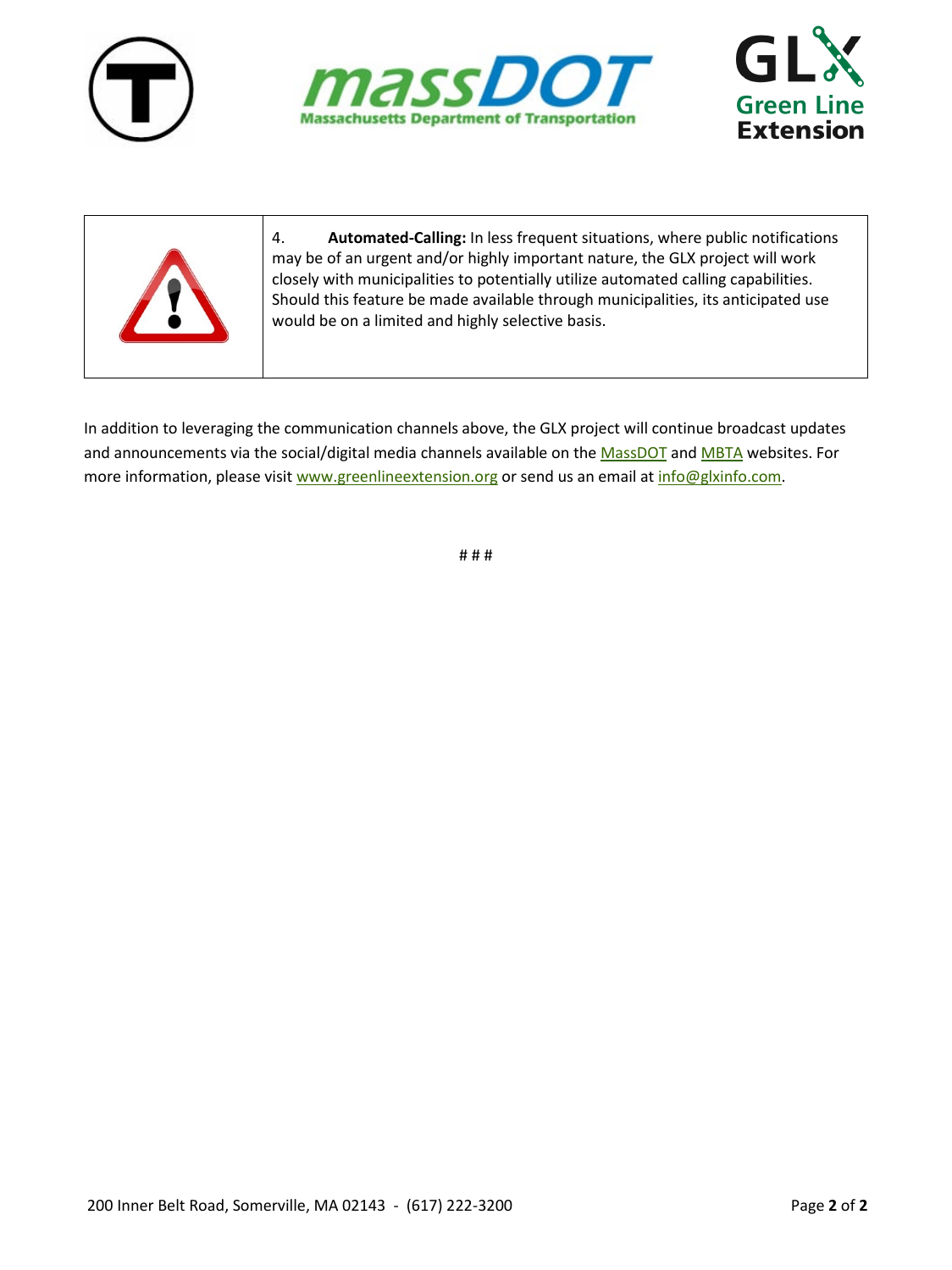| | |
|---|---|
| | 4. **Automated-Calling:** In less frequent situations, where public notifications may be of an urgent and/or highly important nature, the GLX project will work closely with municipalities to potentially utilize automated calling capabilities. Should this feature be made available through municipalities, its anticipated use would be on a limited and highly selective basis. |

In addition to leveraging the communication channels above, the GLX project will continue broadcast updates and announcements via the social/digital media channels available on the MassDOT and MBTA websites. For more information, please visit www.greenlineextension.org or send us an email at info@glxinfo.com.

# # #

200 Inner Belt Road, Somerville, MA 02143 - (617) 222-3200